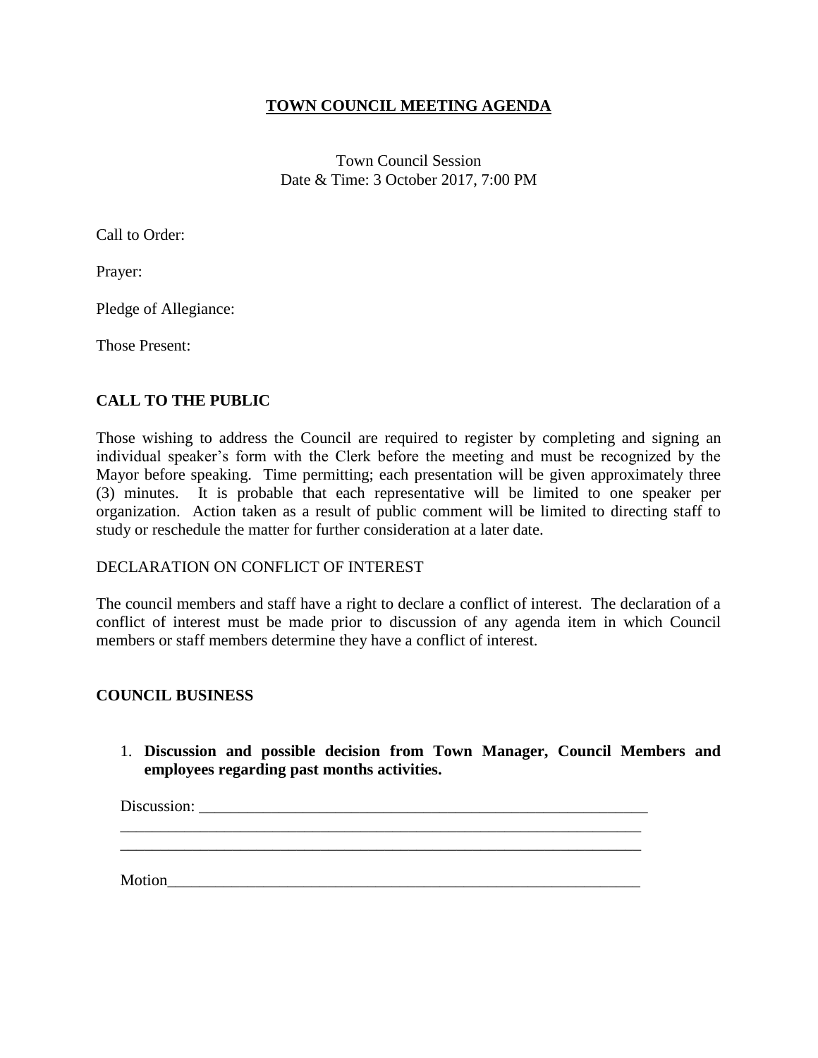# TOWN COUNCIL MEETING AGENDA

Town Council Session
Date & Time: 3 October 2017, 7:00 PM

Call to Order:

Prayer:

Pledge of Allegiance:

Those Present:

## CALL TO THE PUBLIC

Those wishing to address the Council are required to register by completing and signing an individual speaker's form with the Clerk before the meeting and must be recognized by the Mayor before speaking. Time permitting; each presentation will be given approximately three (3) minutes. It is probable that each representative will be limited to one speaker per organization. Action taken as a result of public comment will be limited to directing staff to study or reschedule the matter for further consideration at a later date.

DECLARATION ON CONFLICT OF INTEREST

The council members and staff have a right to declare a conflict of interest. The declaration of a conflict of interest must be made prior to discussion of any agenda item in which Council members or staff members determine they have a conflict of interest.

## COUNCIL BUSINESS

1. **Discussion and possible decision from Town Manager, Council Members and employees regarding past months activities.**

   Discussion: ____________________________________________________________
   ____________________________________________________________________
   ____________________________________________________________________

   Motion_______________________________________________________________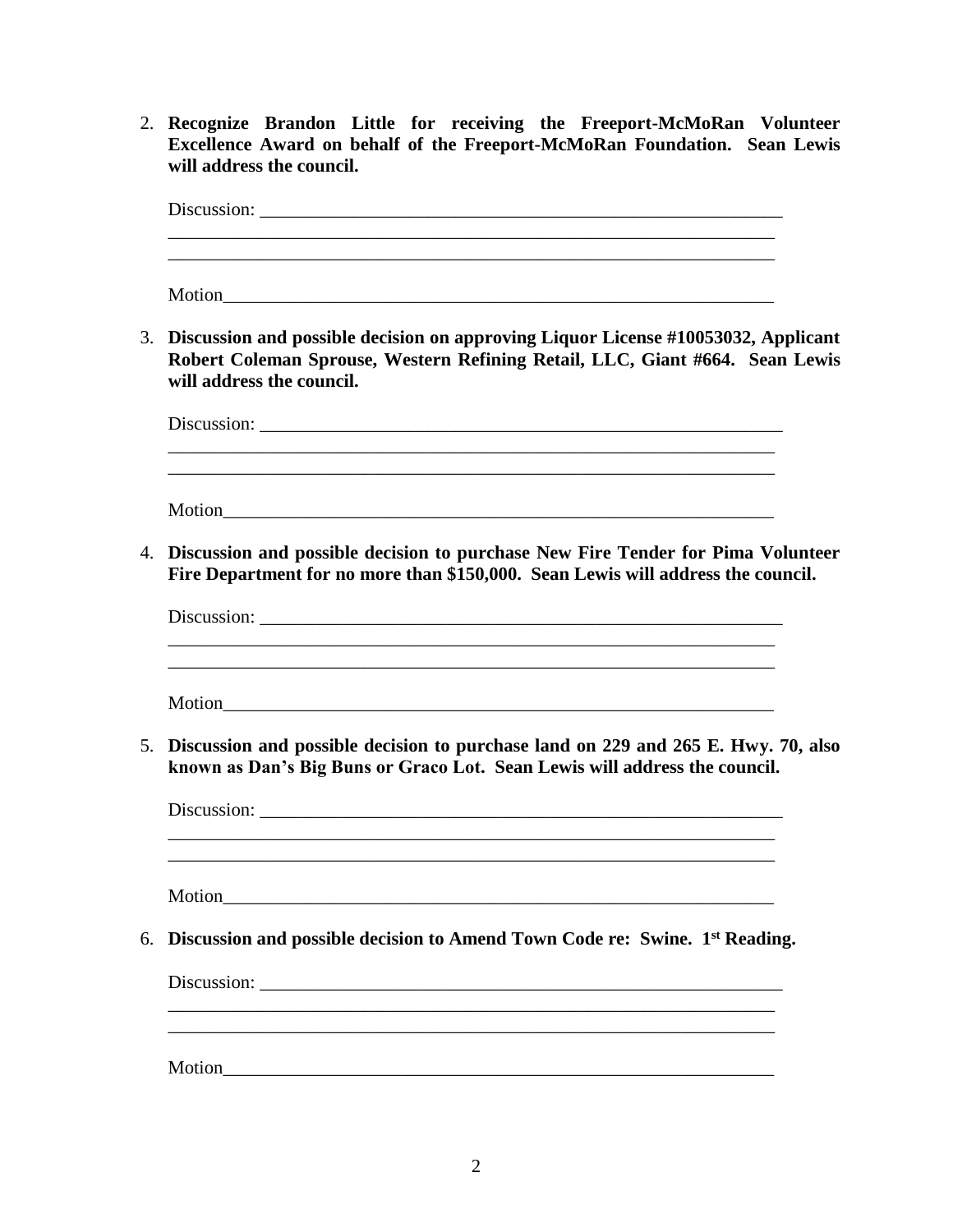2. **Recognize Brandon Little for receiving the Freeport-McMoRan Volunteer Excellence Award on behalf of the Freeport-McMoRan Foundation. Sean Lewis will address the council.**

   Discussion: ____________________________________________________________
   ________________________________________________________________________
   ________________________________________________________________________

   Motion__________________________________________________________________

3. **Discussion and possible decision on approving Liquor License #10053032, Applicant Robert Coleman Sprouse, Western Refining Retail, LLC, Giant #664. Sean Lewis will address the council.**

   Discussion: ____________________________________________________________
   ________________________________________________________________________
   ________________________________________________________________________

   Motion__________________________________________________________________

4. **Discussion and possible decision to purchase New Fire Tender for Pima Volunteer Fire Department for no more than $150,000. Sean Lewis will address the council.**

   Discussion: ____________________________________________________________
   ________________________________________________________________________
   ________________________________________________________________________

   Motion__________________________________________________________________

5. **Discussion and possible decision to purchase land on 229 and 265 E. Hwy. 70, also known as Dan's Big Buns or Graco Lot. Sean Lewis will address the council.**

   Discussion: ____________________________________________________________
   ________________________________________________________________________
   ________________________________________________________________________

   Motion__________________________________________________________________

6. **Discussion and possible decision to Amend Town Code re: Swine. 1st Reading.**

   Discussion: ____________________________________________________________
   ________________________________________________________________________
   ________________________________________________________________________

   Motion__________________________________________________________________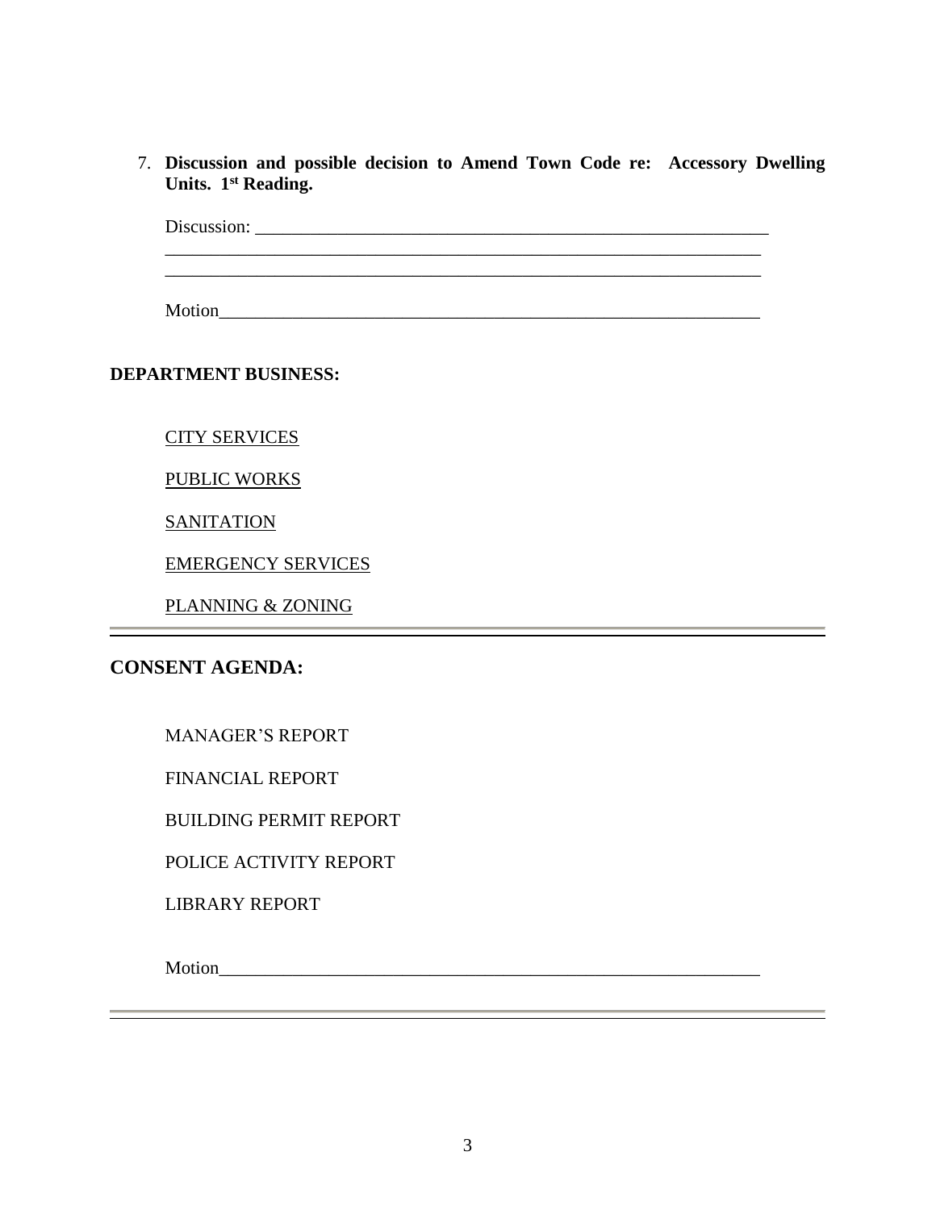7. **Discussion and possible decision to Amend Town Code re: Accessory Dwelling Units. 1st Reading.**

   Discussion: ___________________________________________________________
   ___________________________________________________________________
   ___________________________________________________________________

   Motion_____________________________________________________________

**DEPARTMENT BUSINESS:**

CITY SERVICES

PUBLIC WORKS

SANITATION

EMERGENCY SERVICES

PLANNING & ZONING

---

## CONSENT AGENDA:

MANAGER'S REPORT

FINANCIAL REPORT

BUILDING PERMIT REPORT

POLICE ACTIVITY REPORT

LIBRARY REPORT

Motion_____________________________________________________________

---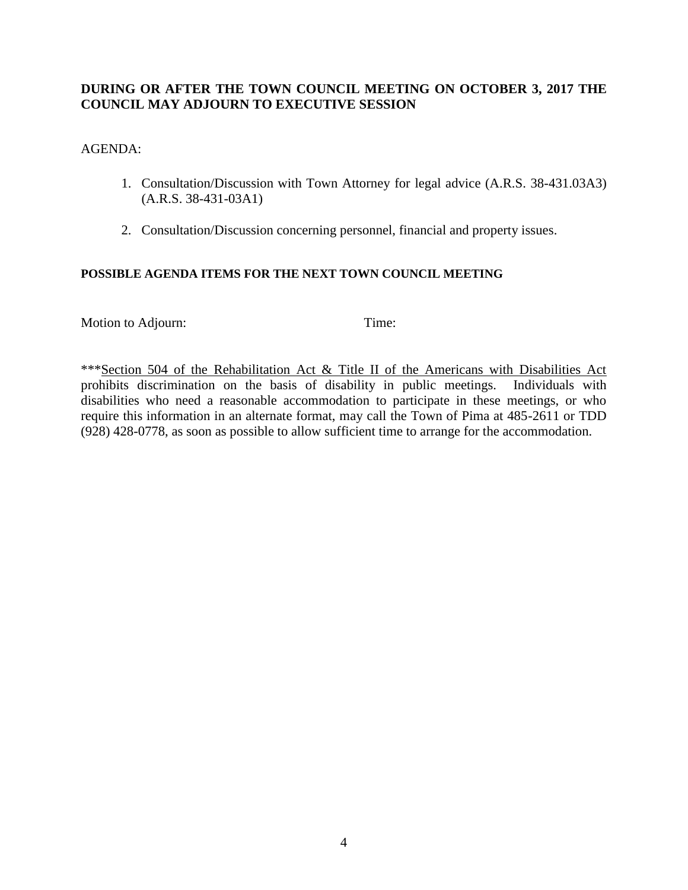**DURING OR AFTER THE TOWN COUNCIL MEETING ON OCTOBER 3, 2017 THE COUNCIL MAY ADJOURN TO EXECUTIVE SESSION**

AGENDA:

1. Consultation/Discussion with Town Attorney for legal advice (A.R.S. 38-431.03A3) (A.R.S. 38-431-03A1)

2. Consultation/Discussion concerning personnel, financial and property issues.

**POSSIBLE AGENDA ITEMS FOR THE NEXT TOWN COUNCIL MEETING**

Motion to Adjourn: Time:

***Section 504 of the Rehabilitation Act & Title II of the Americans with Disabilities Act prohibits discrimination on the basis of disability in public meetings. Individuals with disabilities who need a reasonable accommodation to participate in these meetings, or who require this information in an alternate format, may call the Town of Pima at 485-2611 or TDD (928) 428-0778, as soon as possible to allow sufficient time to arrange for the accommodation.